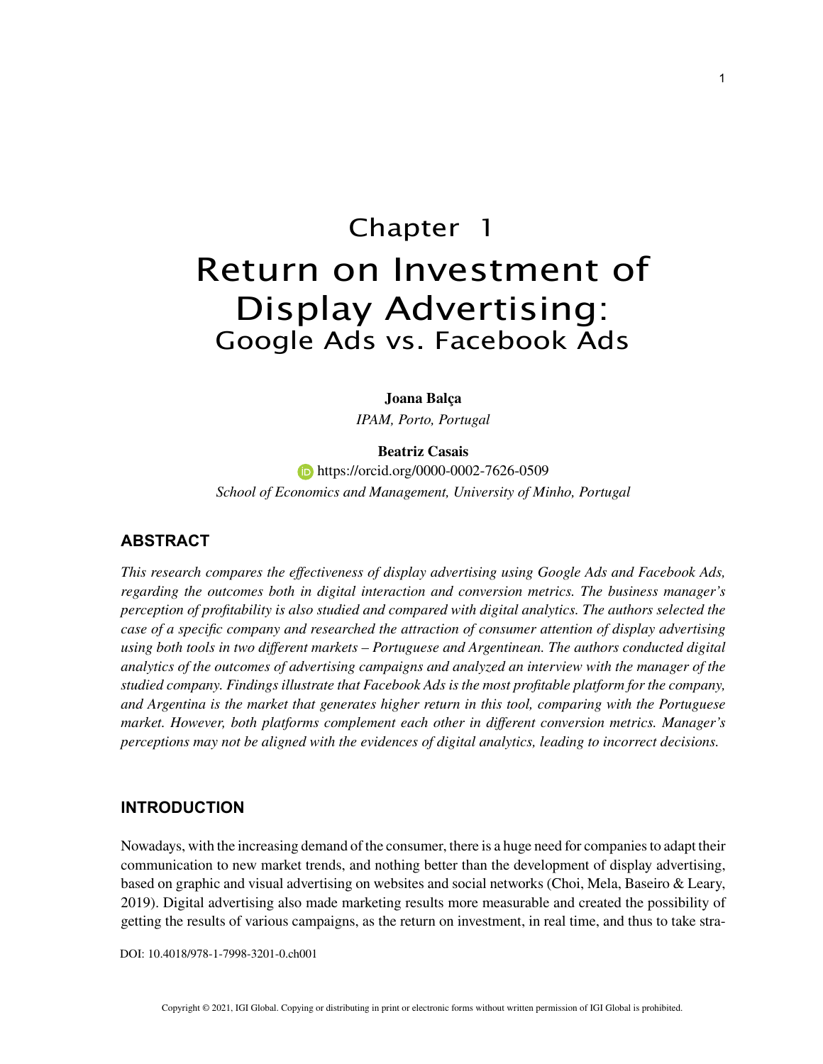# Chapter 1

# Return on Investment of Display Advertising: Google Ads vs. Facebook Ads

**Joana Balça**
*IPAM, Porto, Portugal*

**Beatriz Casais**
https://orcid.org/0000-0002-7626-0509
*School of Economics and Management, University of Minho, Portugal*

## ABSTRACT

*This research compares the effectiveness of display advertising using Google Ads and Facebook Ads, regarding the outcomes both in digital interaction and conversion metrics. The business manager's perception of profitability is also studied and compared with digital analytics. The authors selected the case of a specific company and researched the attraction of consumer attention of display advertising using both tools in two different markets – Portuguese and Argentinean. The authors conducted digital analytics of the outcomes of advertising campaigns and analyzed an interview with the manager of the studied company. Findings illustrate that Facebook Ads is the most profitable platform for the company, and Argentina is the market that generates higher return in this tool, comparing with the Portuguese market. However, both platforms complement each other in different conversion metrics. Manager's perceptions may not be aligned with the evidences of digital analytics, leading to incorrect decisions.*

## INTRODUCTION

Nowadays, with the increasing demand of the consumer, there is a huge need for companies to adapt their communication to new market trends, and nothing better than the development of display advertising, based on graphic and visual advertising on websites and social networks (Choi, Mela, Baseiro & Leary, 2019). Digital advertising also made marketing results more measurable and created the possibility of getting the results of various campaigns, as the return on investment, in real time, and thus to take stra-

DOI: 10.4018/978-1-7998-3201-0.ch001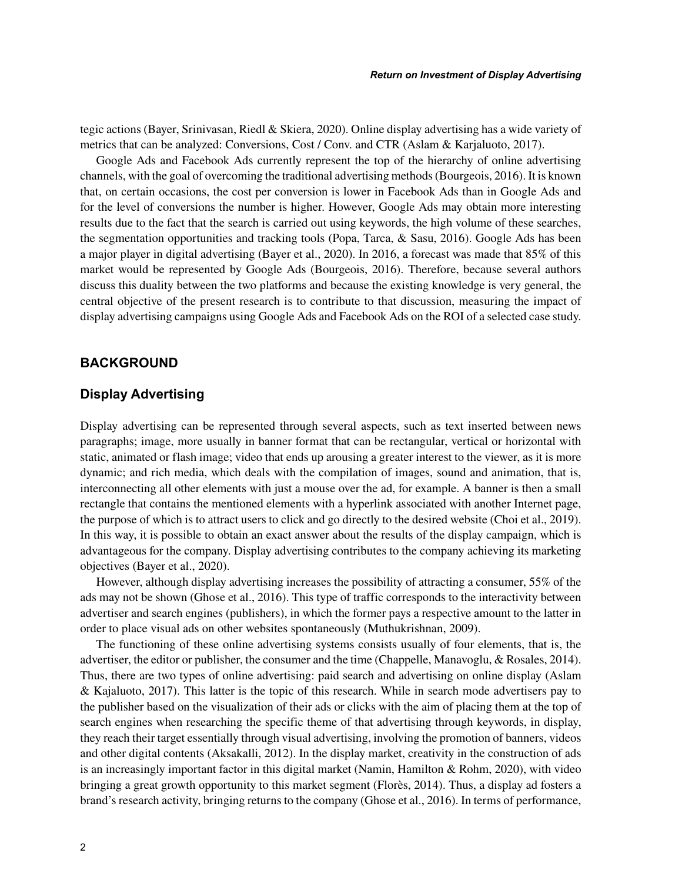tegic actions (Bayer, Srinivasan, Riedl & Skiera, 2020). Online display advertising has a wide variety of metrics that can be analyzed: Conversions, Cost / Conv. and CTR (Aslam & Karjaluoto, 2017).

Google Ads and Facebook Ads currently represent the top of the hierarchy of online advertising channels, with the goal of overcoming the traditional advertising methods (Bourgeois, 2016). It is known that, on certain occasions, the cost per conversion is lower in Facebook Ads than in Google Ads and for the level of conversions the number is higher. However, Google Ads may obtain more interesting results due to the fact that the search is carried out using keywords, the high volume of these searches, the segmentation opportunities and tracking tools (Popa, Tarca, & Sasu, 2016). Google Ads has been a major player in digital advertising (Bayer et al., 2020). In 2016, a forecast was made that 85% of this market would be represented by Google Ads (Bourgeois, 2016). Therefore, because several authors discuss this duality between the two platforms and because the existing knowledge is very general, the central objective of the present research is to contribute to that discussion, measuring the impact of display advertising campaigns using Google Ads and Facebook Ads on the ROI of a selected case study.

## BACKGROUND

### Display Advertising

Display advertising can be represented through several aspects, such as text inserted between news paragraphs; image, more usually in banner format that can be rectangular, vertical or horizontal with static, animated or flash image; video that ends up arousing a greater interest to the viewer, as it is more dynamic; and rich media, which deals with the compilation of images, sound and animation, that is, interconnecting all other elements with just a mouse over the ad, for example. A banner is then a small rectangle that contains the mentioned elements with a hyperlink associated with another Internet page, the purpose of which is to attract users to click and go directly to the desired website (Choi et al., 2019). In this way, it is possible to obtain an exact answer about the results of the display campaign, which is advantageous for the company. Display advertising contributes to the company achieving its marketing objectives (Bayer et al., 2020).

However, although display advertising increases the possibility of attracting a consumer, 55% of the ads may not be shown (Ghose et al., 2016). This type of traffic corresponds to the interactivity between advertiser and search engines (publishers), in which the former pays a respective amount to the latter in order to place visual ads on other websites spontaneously (Muthukrishnan, 2009).

The functioning of these online advertising systems consists usually of four elements, that is, the advertiser, the editor or publisher, the consumer and the time (Chappelle, Manavoglu, & Rosales, 2014). Thus, there are two types of online advertising: paid search and advertising on online display (Aslam & Kajaluoto, 2017). This latter is the topic of this research. While in search mode advertisers pay to the publisher based on the visualization of their ads or clicks with the aim of placing them at the top of search engines when researching the specific theme of that advertising through keywords, in display, they reach their target essentially through visual advertising, involving the promotion of banners, videos and other digital contents (Aksakalli, 2012). In the display market, creativity in the construction of ads is an increasingly important factor in this digital market (Namin, Hamilton & Rohm, 2020), with video bringing a great growth opportunity to this market segment (Florès, 2014). Thus, a display ad fosters a brand's research activity, bringing returns to the company (Ghose et al., 2016). In terms of performance,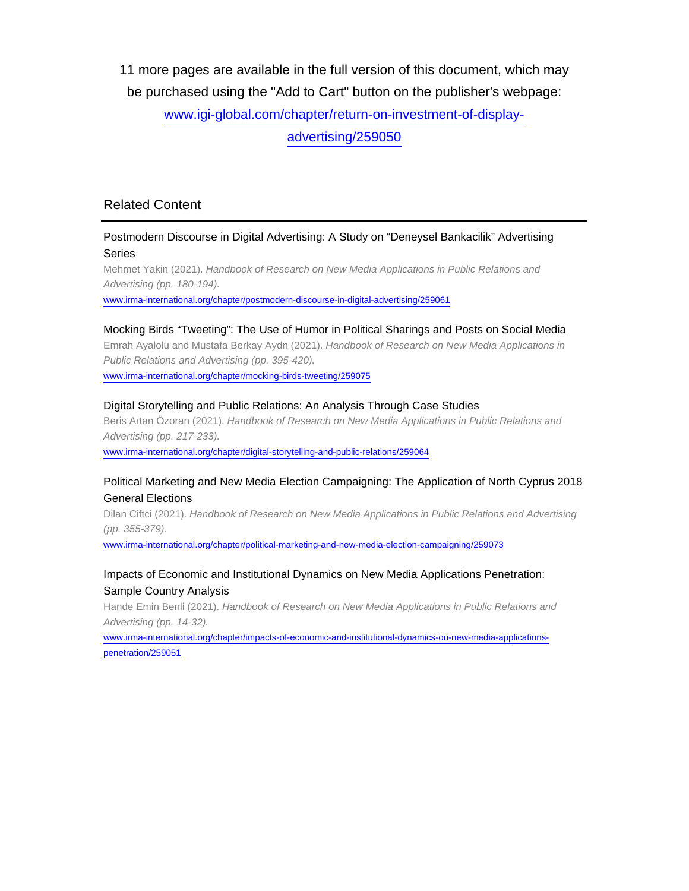11 more pages are available in the full version of this document, which may be purchased using the "Add to Cart" button on the publisher's webpage: [www.igi-global.com/chapter/return-on-investment-of-display-advertising/259050](www.igi-global.com/chapter/return-on-investment-of-display-advertising/259050)

## Related Content

Postmodern Discourse in Digital Advertising: A Study on “Deneysel Bankacilik” Advertising Series

Mehmet Yakin (2021). *Handbook of Research on New Media Applications in Public Relations and Advertising (pp. 180-194).*

[www.irma-international.org/chapter/postmodern-discourse-in-digital-advertising/259061](www.irma-international.org/chapter/postmodern-discourse-in-digital-advertising/259061)

Mocking Birds “Tweeting”: The Use of Humor in Political Sharings and Posts on Social Media

Emrah Ayalolu and Mustafa Berkay Aydn (2021). *Handbook of Research on New Media Applications in Public Relations and Advertising (pp. 395-420).*

[www.irma-international.org/chapter/mocking-birds-tweeting/259075](www.irma-international.org/chapter/mocking-birds-tweeting/259075)

Digital Storytelling and Public Relations: An Analysis Through Case Studies

Beris Artan Özoran (2021). *Handbook of Research on New Media Applications in Public Relations and Advertising (pp. 217-233).*

[www.irma-international.org/chapter/digital-storytelling-and-public-relations/259064](www.irma-international.org/chapter/digital-storytelling-and-public-relations/259064)

Political Marketing and New Media Election Campaigning: The Application of North Cyprus 2018 General Elections

Dilan Ciftci (2021). *Handbook of Research on New Media Applications in Public Relations and Advertising (pp. 355-379).*

[www.irma-international.org/chapter/political-marketing-and-new-media-election-campaigning/259073](www.irma-international.org/chapter/political-marketing-and-new-media-election-campaigning/259073)

Impacts of Economic and Institutional Dynamics on New Media Applications Penetration: Sample Country Analysis

Hande Emin Benli (2021). *Handbook of Research on New Media Applications in Public Relations and Advertising (pp. 14-32).*

[www.irma-international.org/chapter/impacts-of-economic-and-institutional-dynamics-on-new-media-applications-penetration/259051](www.irma-international.org/chapter/impacts-of-economic-and-institutional-dynamics-on-new-media-applications-penetration/259051)